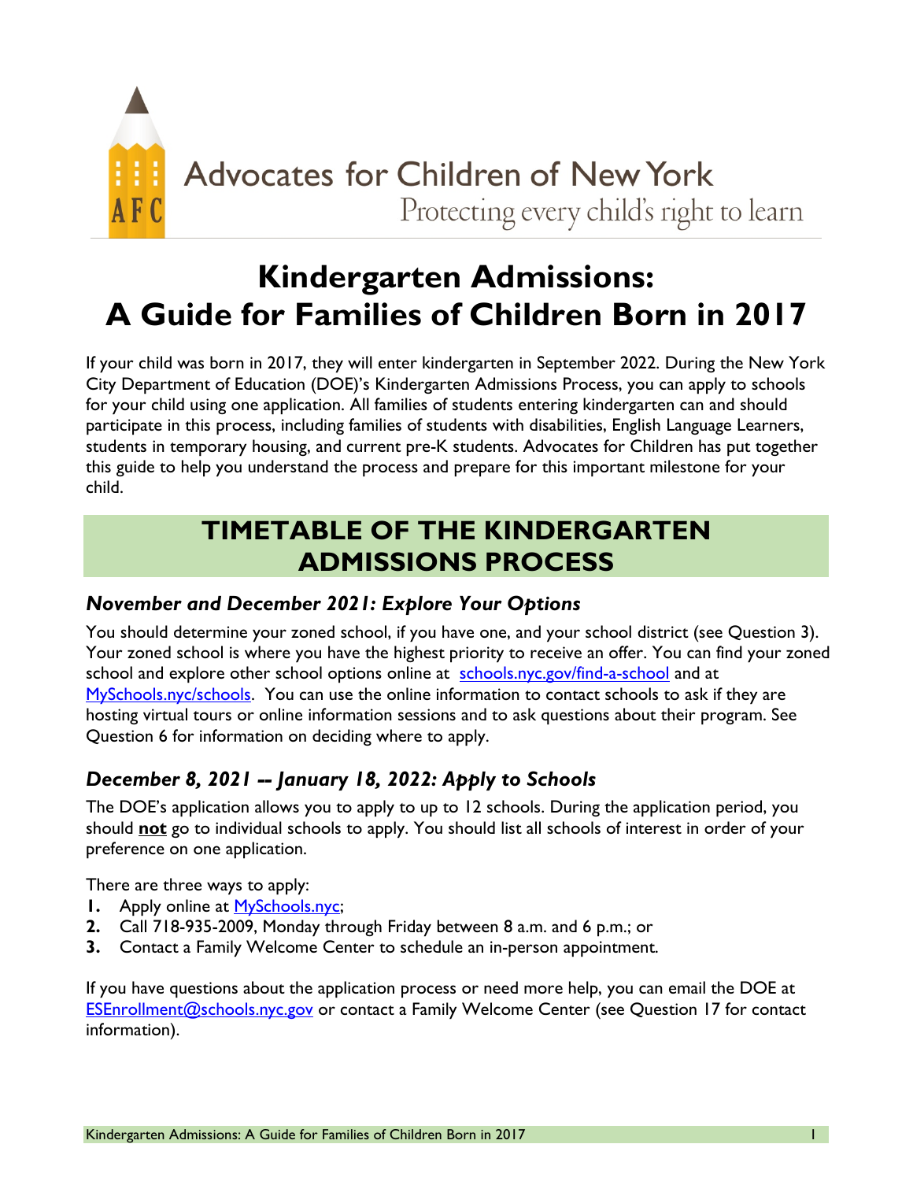Advocates for Children of New York
Protecting every child's right to learn

# Kindergarten Admissions: A Guide for Families of Children Born in 2017

If your child was born in 2017, they will enter kindergarten in September 2022. During the New York City Department of Education (DOE)'s Kindergarten Admissions Process, you can apply to schools for your child using one application. All families of students entering kindergarten can and should participate in this process, including families of students with disabilities, English Language Learners, students in temporary housing, and current pre-K students. Advocates for Children has put together this guide to help you understand the process and prepare for this important milestone for your child.

## TIMETABLE OF THE KINDERGARTEN ADMISSIONS PROCESS

### *November and December 2021: Explore Your Options*

You should determine your zoned school, if you have one, and your school district (see Question 3). Your zoned school is where you have the highest priority to receive an offer. You can find your zoned school and explore other school options online at schools.nyc.gov/find-a-school and at MySchools.nyc/schools. You can use the online information to contact schools to ask if they are hosting virtual tours or online information sessions and to ask questions about their program. See Question 6 for information on deciding where to apply.

### *December 8, 2021 -- January 18, 2022: Apply to Schools*

The DOE's application allows you to apply to up to 12 schools. During the application period, you should **not** go to individual schools to apply. You should list all schools of interest in order of your preference on one application.

There are three ways to apply:

1. Apply online at MySchools.nyc;
2. Call 718-935-2009, Monday through Friday between 8 a.m. and 6 p.m.; or
3. Contact a Family Welcome Center to schedule an in-person appointment.

If you have questions about the application process or need more help, you can email the DOE at ESEnrollment@schools.nyc.gov or contact a Family Welcome Center (see Question 17 for contact information).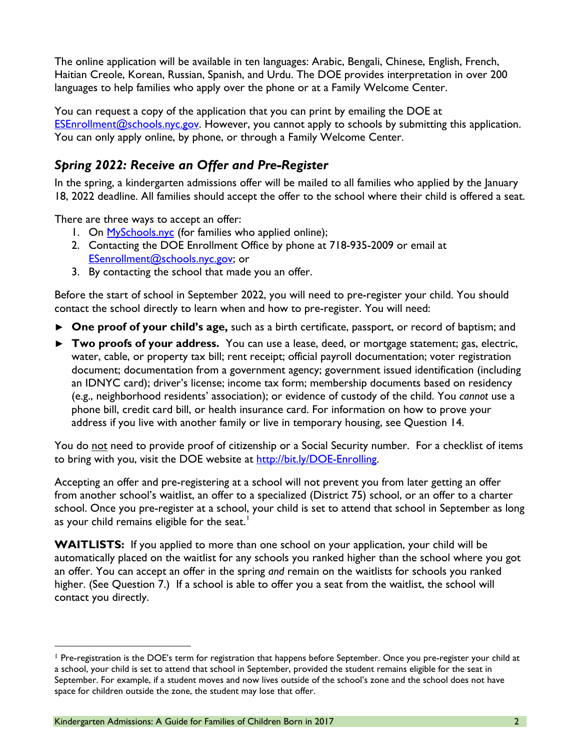The online application will be available in ten languages: Arabic, Bengali, Chinese, English, French, Haitian Creole, Korean, Russian, Spanish, and Urdu. The DOE provides interpretation in over 200 languages to help families who apply over the phone or at a Family Welcome Center.

You can request a copy of the application that you can print by emailing the DOE at [ESEnrollment@schools.nyc.gov](mailto:ESEnrollment@schools.nyc.gov). However, you cannot apply to schools by submitting this application. You can only apply online, by phone, or through a Family Welcome Center.

## *Spring 2022: Receive an Offer and Pre-Register*

In the spring, a kindergarten admissions offer will be mailed to all families who applied by the January 18, 2022 deadline. All families should accept the offer to the school where their child is offered a seat.

There are three ways to accept an offer:

1. On [MySchools.nyc](https://MySchools.nyc) (for families who applied online);
2. Contacting the DOE Enrollment Office by phone at 718-935-2009 or email at [ESenrollment@schools.nyc.gov](mailto:ESenrollment@schools.nyc.gov); or
3. By contacting the school that made you an offer.

Before the start of school in September 2022, you will need to pre-register your child. You should contact the school directly to learn when and how to pre-register. You will need:

- **One proof of your child's age,** such as a birth certificate, passport, or record of baptism; and
- **Two proofs of your address.** You can use a lease, deed, or mortgage statement; gas, electric, water, cable, or property tax bill; rent receipt; official payroll documentation; voter registration document; documentation from a government agency; government issued identification (including an IDNYC card); driver's license; income tax form; membership documents based on residency (e.g., neighborhood residents' association); or evidence of custody of the child. You *cannot* use a phone bill, credit card bill, or health insurance card. For information on how to prove your address if you live with another family or live in temporary housing, see Question 14.

You do <u>not</u> need to provide proof of citizenship or a Social Security number. For a checklist of items to bring with you, visit the DOE website at [http://bit.ly/DOE-Enrolling](http://bit.ly/DOE-Enrolling).

Accepting an offer and pre-registering at a school will not prevent you from later getting an offer from another school's waitlist, an offer to a specialized (District 75) school, or an offer to a charter school. Once you pre-register at a school, your child is set to attend that school in September as long as your child remains eligible for the seat.[1]

**WAITLISTS:** If you applied to more than one school on your application, your child will be automatically placed on the waitlist for any schools you ranked higher than the school where you got an offer. You can accept an offer in the spring *and* remain on the waitlists for schools you ranked higher. (See Question 7.) If a school is able to offer you a seat from the waitlist, the school will contact you directly.

---

[1] Pre-registration is the DOE's term for registration that happens before September. Once you pre-register your child at a school, your child is set to attend that school in September, provided the student remains eligible for the seat in September. For example, if a student moves and now lives outside of the school's zone and the school does not have space for children outside the zone, the student may lose that offer.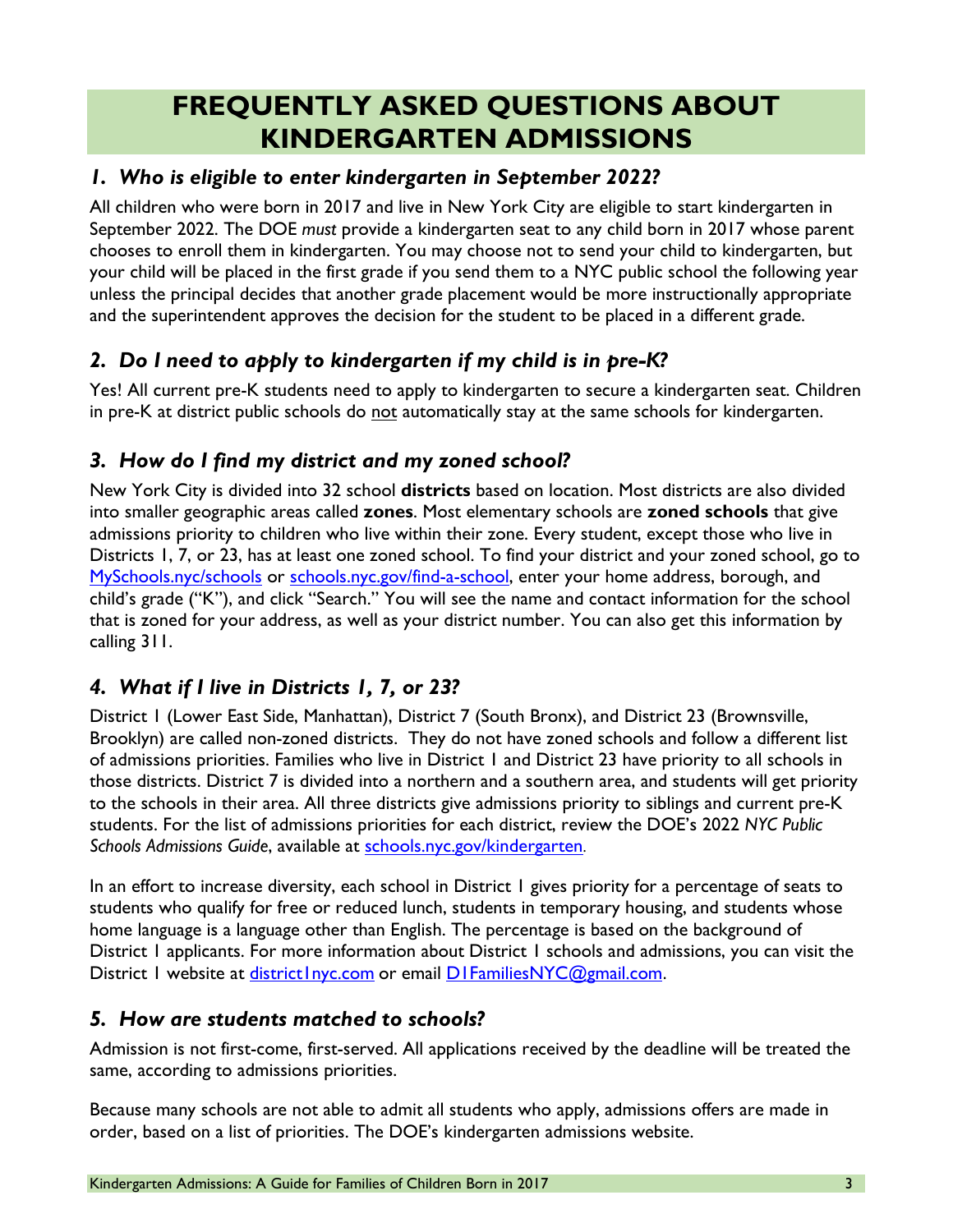# FREQUENTLY ASKED QUESTIONS ABOUT KINDERGARTEN ADMISSIONS

## *1. Who is eligible to enter kindergarten in September 2022?*

All children who were born in 2017 and live in New York City are eligible to start kindergarten in September 2022. The DOE *must* provide a kindergarten seat to any child born in 2017 whose parent chooses to enroll them in kindergarten. You may choose not to send your child to kindergarten, but your child will be placed in the first grade if you send them to a NYC public school the following year unless the principal decides that another grade placement would be more instructionally appropriate and the superintendent approves the decision for the student to be placed in a different grade.

## *2. Do I need to apply to kindergarten if my child is in pre-K?*

Yes! All current pre-K students need to apply to kindergarten to secure a kindergarten seat. Children in pre-K at district public schools do not automatically stay at the same schools for kindergarten.

## *3. How do I find my district and my zoned school?*

New York City is divided into 32 school **districts** based on location. Most districts are also divided into smaller geographic areas called **zones**. Most elementary schools are **zoned schools** that give admissions priority to children who live within their zone. Every student, except those who live in Districts 1, 7, or 23, has at least one zoned school. To find your district and your zoned school, go to [MySchools.nyc/schools](MySchools.nyc/schools) or [schools.nyc.gov/find-a-school](schools.nyc.gov/find-a-school), enter your home address, borough, and child's grade ("K"), and click "Search." You will see the name and contact information for the school that is zoned for your address, as well as your district number. You can also get this information by calling 311.

## *4. What if I live in Districts 1, 7, or 23?*

District 1 (Lower East Side, Manhattan), District 7 (South Bronx), and District 23 (Brownsville, Brooklyn) are called non-zoned districts. They do not have zoned schools and follow a different list of admissions priorities. Families who live in District 1 and District 23 have priority to all schools in those districts. District 7 is divided into a northern and a southern area, and students will get priority to the schools in their area. All three districts give admissions priority to siblings and current pre-K students. For the list of admissions priorities for each district, review the DOE's 2022 *NYC Public Schools Admissions Guide*, available at [schools.nyc.gov/kindergarten](schools.nyc.gov/kindergarten).

In an effort to increase diversity, each school in District 1 gives priority for a percentage of seats to students who qualify for free or reduced lunch, students in temporary housing, and students whose home language is a language other than English. The percentage is based on the background of District 1 applicants. For more information about District 1 schools and admissions, you can visit the District 1 website at [district1nyc.com](district1nyc.com) or email [D1FamiliesNYC@gmail.com](mailto:D1FamiliesNYC@gmail.com).

## *5. How are students matched to schools?*

Admission is not first-come, first-served. All applications received by the deadline will be treated the same, according to admissions priorities.

Because many schools are not able to admit all students who apply, admissions offers are made in order, based on a list of priorities. The DOE's kindergarten admissions website.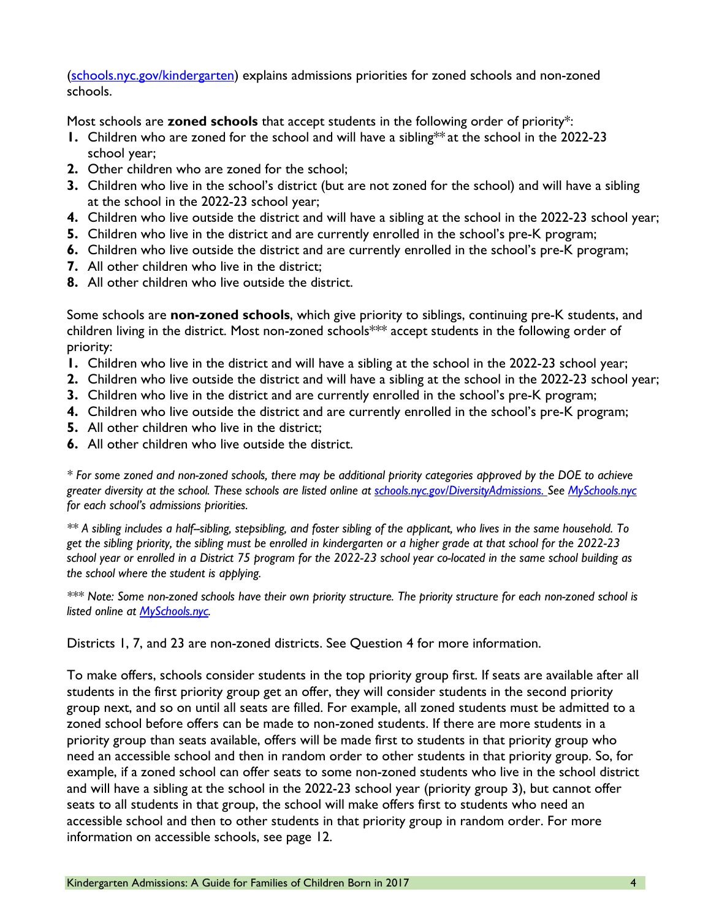([schools.nyc.gov/kindergarten](schools.nyc.gov/kindergarten)) explains admissions priorities for zoned schools and non-zoned schools.

Most schools are **zoned schools** that accept students in the following order of priority*:

1. Children who are zoned for the school and will have a sibling** at the school in the 2022-23 school year;
2. Other children who are zoned for the school;
3. Children who live in the school's district (but are not zoned for the school) and will have a sibling at the school in the 2022-23 school year;
4. Children who live outside the district and will have a sibling at the school in the 2022-23 school year;
5. Children who live in the district and are currently enrolled in the school's pre-K program;
6. Children who live outside the district and are currently enrolled in the school's pre-K program;
7. All other children who live in the district;
8. All other children who live outside the district.

Some schools are **non-zoned schools**, which give priority to siblings, continuing pre-K students, and children living in the district. Most non-zoned schools*** accept students in the following order of priority:

1. Children who live in the district and will have a sibling at the school in the 2022-23 school year;
2. Children who live outside the district and will have a sibling at the school in the 2022-23 school year;
3. Children who live in the district and are currently enrolled in the school's pre-K program;
4. Children who live outside the district and are currently enrolled in the school's pre-K program;
5. All other children who live in the district;
6. All other children who live outside the district.

*\* For some zoned and non-zoned schools, there may be additional priority categories approved by the DOE to achieve greater diversity at the school. These schools are listed online at [schools.nyc.gov/DiversityAdmissions.](schools.nyc.gov/DiversityAdmissions) See [MySchools.nyc](MySchools.nyc) for each school's admissions priorities.*

*\*\* A sibling includes a half–sibling, stepsibling, and foster sibling of the applicant, who lives in the same household. To get the sibling priority, the sibling must be enrolled in kindergarten or a higher grade at that school for the 2022-23 school year or enrolled in a District 75 program for the 2022-23 school year co-located in the same school building as the school where the student is applying.*

*\*\*\* Note: Some non-zoned schools have their own priority structure. The priority structure for each non-zoned school is listed online at [MySchools.nyc](MySchools.nyc).*

Districts 1, 7, and 23 are non-zoned districts. See Question 4 for more information.

To make offers, schools consider students in the top priority group first. If seats are available after all students in the first priority group get an offer, they will consider students in the second priority group next, and so on until all seats are filled. For example, all zoned students must be admitted to a zoned school before offers can be made to non-zoned students. If there are more students in a priority group than seats available, offers will be made first to students in that priority group who need an accessible school and then in random order to other students in that priority group. So, for example, if a zoned school can offer seats to some non-zoned students who live in the school district and will have a sibling at the school in the 2022-23 school year (priority group 3), but cannot offer seats to all students in that group, the school will make offers first to students who need an accessible school and then to other students in that priority group in random order. For more information on accessible schools, see page 12.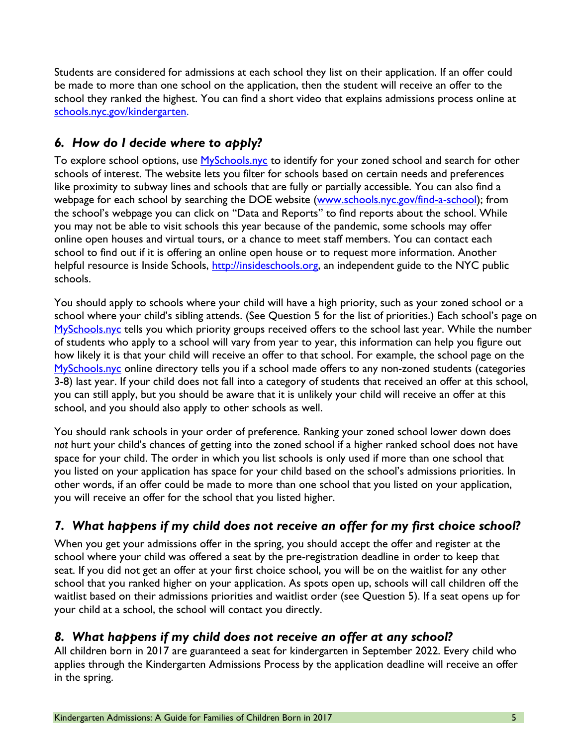Students are considered for admissions at each school they list on their application. If an offer could be made to more than one school on the application, then the student will receive an offer to the school they ranked the highest. You can find a short video that explains admissions process online at [schools.nyc.gov/kindergarten](schools.nyc.gov/kindergarten).

### *6. How do I decide where to apply?*

To explore school options, use [MySchools.nyc](MySchools.nyc) to identify for your zoned school and search for other schools of interest. The website lets you filter for schools based on certain needs and preferences like proximity to subway lines and schools that are fully or partially accessible. You can also find a webpage for each school by searching the DOE website ([www.schools.nyc.gov/find-a-school](www.schools.nyc.gov/find-a-school)); from the school's webpage you can click on "Data and Reports" to find reports about the school. While you may not be able to visit schools this year because of the pandemic, some schools may offer online open houses and virtual tours, or a chance to meet staff members. You can contact each school to find out if it is offering an online open house or to request more information. Another helpful resource is Inside Schools, [http://insideschools.org](http://insideschools.org), an independent guide to the NYC public schools.

You should apply to schools where your child will have a high priority, such as your zoned school or a school where your child's sibling attends. (See Question 5 for the list of priorities.) Each school's page on [MySchools.nyc](MySchools.nyc) tells you which priority groups received offers to the school last year. While the number of students who apply to a school will vary from year to year, this information can help you figure out how likely it is that your child will receive an offer to that school. For example, the school page on the [MySchools.nyc](MySchools.nyc) online directory tells you if a school made offers to any non-zoned students (categories 3-8) last year. If your child does not fall into a category of students that received an offer at this school, you can still apply, but you should be aware that it is unlikely your child will receive an offer at this school, and you should also apply to other schools as well.

You should rank schools in your order of preference. Ranking your zoned school lower down does *not* hurt your child's chances of getting into the zoned school if a higher ranked school does not have space for your child. The order in which you list schools is only used if more than one school that you listed on your application has space for your child based on the school's admissions priorities. In other words, if an offer could be made to more than one school that you listed on your application, you will receive an offer for the school that you listed higher.

### *7. What happens if my child does not receive an offer for my first choice school?*

When you get your admissions offer in the spring, you should accept the offer and register at the school where your child was offered a seat by the pre-registration deadline in order to keep that seat. If you did not get an offer at your first choice school, you will be on the waitlist for any other school that you ranked higher on your application. As spots open up, schools will call children off the waitlist based on their admissions priorities and waitlist order (see Question 5). If a seat opens up for your child at a school, the school will contact you directly.

### *8. What happens if my child does not receive an offer at any school?*

All children born in 2017 are guaranteed a seat for kindergarten in September 2022. Every child who applies through the Kindergarten Admissions Process by the application deadline will receive an offer in the spring.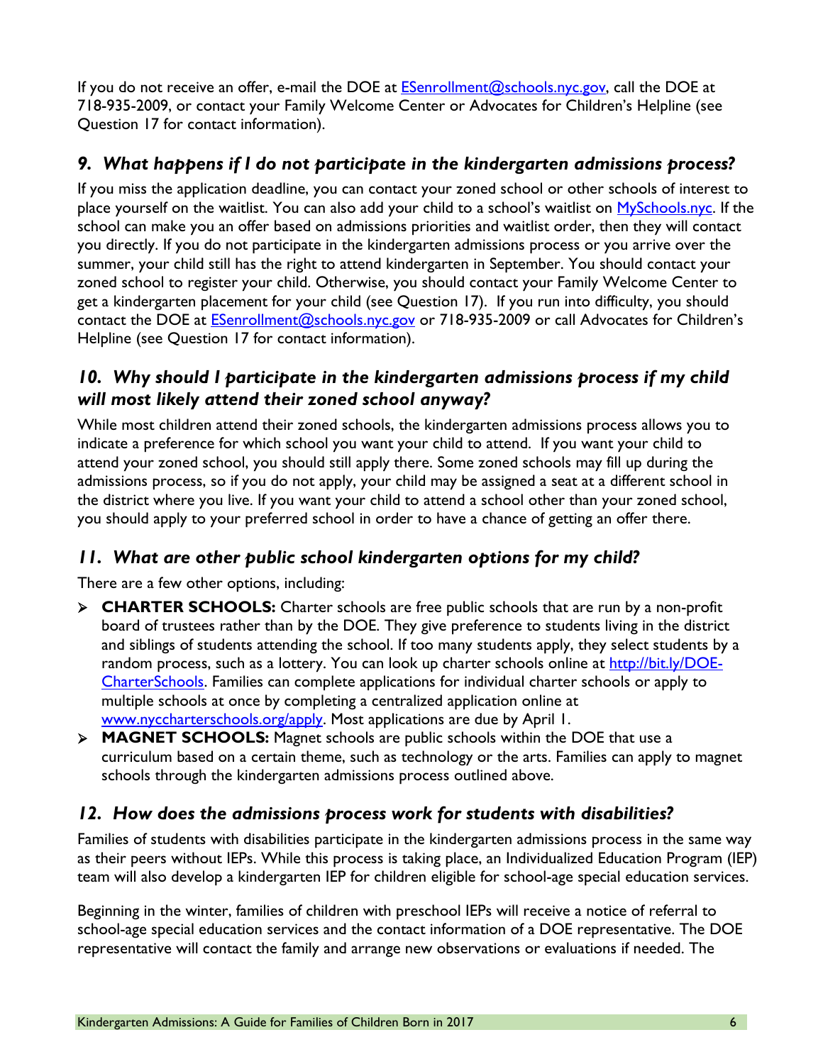If you do not receive an offer, e-mail the DOE at [ESenrollment@schools.nyc.gov](mailto:ESenrollment@schools.nyc.gov), call the DOE at 718-935-2009, or contact your Family Welcome Center or Advocates for Children's Helpline (see Question 17 for contact information).

### *9. What happens if I do not participate in the kindergarten admissions process?*

If you miss the application deadline, you can contact your zoned school or other schools of interest to place yourself on the waitlist. You can also add your child to a school's waitlist on [MySchools.nyc](MySchools.nyc). If the school can make you an offer based on admissions priorities and waitlist order, then they will contact you directly. If you do not participate in the kindergarten admissions process or you arrive over the summer, your child still has the right to attend kindergarten in September. You should contact your zoned school to register your child. Otherwise, you should contact your Family Welcome Center to get a kindergarten placement for your child (see Question 17). If you run into difficulty, you should contact the DOE at [ESenrollment@schools.nyc.gov](mailto:ESenrollment@schools.nyc.gov) or 718-935-2009 or call Advocates for Children's Helpline (see Question 17 for contact information).

### *10. Why should I participate in the kindergarten admissions process if my child will most likely attend their zoned school anyway?*

While most children attend their zoned schools, the kindergarten admissions process allows you to indicate a preference for which school you want your child to attend. If you want your child to attend your zoned school, you should still apply there. Some zoned schools may fill up during the admissions process, so if you do not apply, your child may be assigned a seat at a different school in the district where you live. If you want your child to attend a school other than your zoned school, you should apply to your preferred school in order to have a chance of getting an offer there.

### *11. What are other public school kindergarten options for my child?*

There are a few other options, including:

- **CHARTER SCHOOLS:** Charter schools are free public schools that are run by a non-profit board of trustees rather than by the DOE. They give preference to students living in the district and siblings of students attending the school. If too many students apply, they select students by a random process, such as a lottery. You can look up charter schools online at [http://bit.ly/DOE-CharterSchools](http://bit.ly/DOE-CharterSchools). Families can complete applications for individual charter schools or apply to multiple schools at once by completing a centralized application online at [www.nycharterschools.org/apply](www.nycharterschools.org/apply). Most applications are due by April 1.
- **MAGNET SCHOOLS:** Magnet schools are public schools within the DOE that use a curriculum based on a certain theme, such as technology or the arts. Families can apply to magnet schools through the kindergarten admissions process outlined above.

### *12. How does the admissions process work for students with disabilities?*

Families of students with disabilities participate in the kindergarten admissions process in the same way as their peers without IEPs. While this process is taking place, an Individualized Education Program (IEP) team will also develop a kindergarten IEP for children eligible for school-age special education services.

Beginning in the winter, families of children with preschool IEPs will receive a notice of referral to school-age special education services and the contact information of a DOE representative. The DOE representative will contact the family and arrange new observations or evaluations if needed. The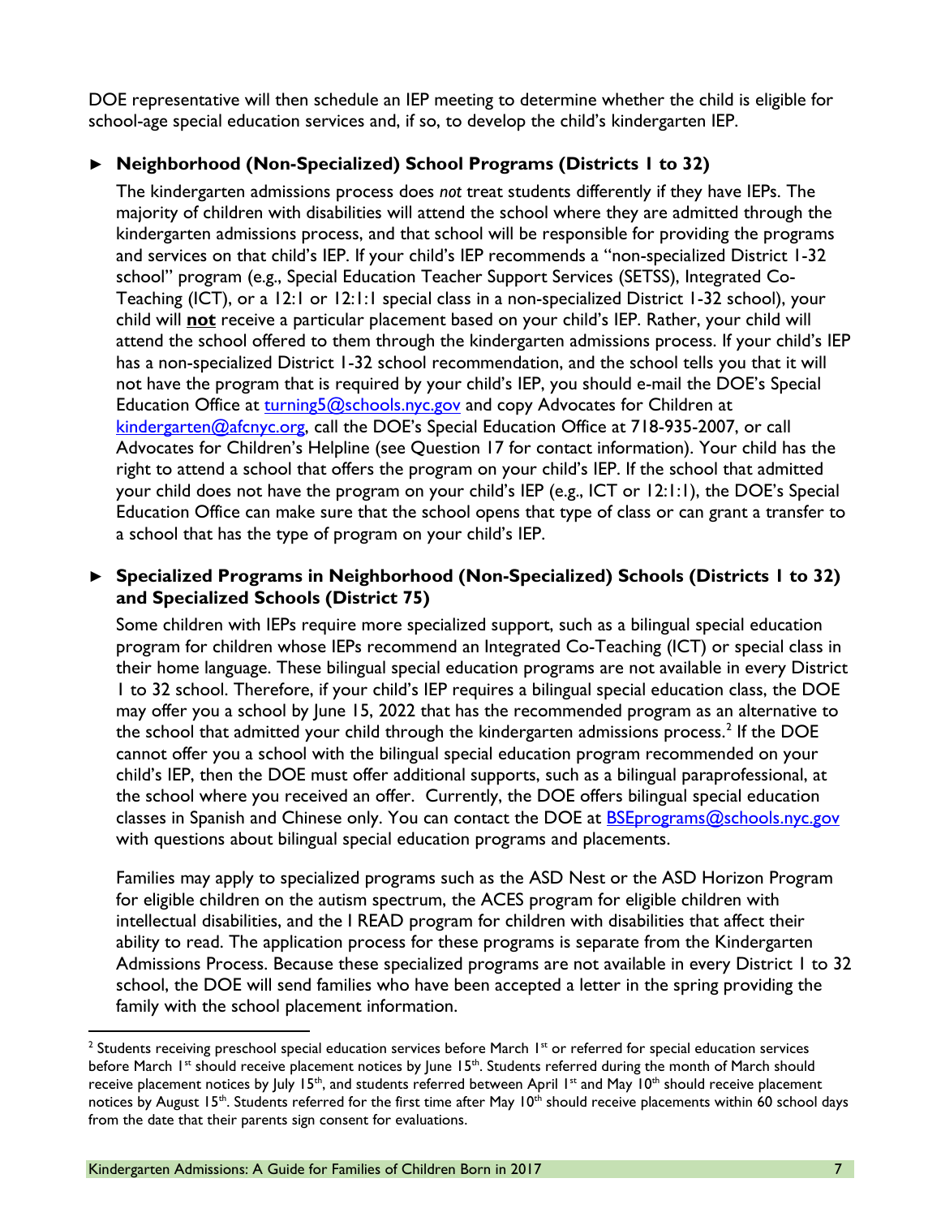DOE representative will then schedule an IEP meeting to determine whether the child is eligible for school-age special education services and, if so, to develop the child's kindergarten IEP.

► **Neighborhood (Non-Specialized) School Programs (Districts 1 to 32)**

The kindergarten admissions process does *not* treat students differently if they have IEPs. The majority of children with disabilities will attend the school where they are admitted through the kindergarten admissions process, and that school will be responsible for providing the programs and services on that child's IEP. If your child's IEP recommends a "non-specialized District 1-32 school" program (e.g., Special Education Teacher Support Services (SETSS), Integrated Co-Teaching (ICT), or a 12:1 or 12:1:1 special class in a non-specialized District 1-32 school), your child will **not** receive a particular placement based on your child's IEP. Rather, your child will attend the school offered to them through the kindergarten admissions process. If your child's IEP has a non-specialized District 1-32 school recommendation, and the school tells you that it will not have the program that is required by your child's IEP, you should e-mail the DOE's Special Education Office at turning5@schools.nyc.gov and copy Advocates for Children at kindergarten@afcnyc.org, call the DOE's Special Education Office at 718-935-2007, or call Advocates for Children's Helpline (see Question 17 for contact information). Your child has the right to attend a school that offers the program on your child's IEP. If the school that admitted your child does not have the program on your child's IEP (e.g., ICT or 12:1:1), the DOE's Special Education Office can make sure that the school opens that type of class or can grant a transfer to a school that has the type of program on your child's IEP.

► **Specialized Programs in Neighborhood (Non-Specialized) Schools (Districts 1 to 32) and Specialized Schools (District 75)**

Some children with IEPs require more specialized support, such as a bilingual special education program for children whose IEPs recommend an Integrated Co-Teaching (ICT) or special class in their home language. These bilingual special education programs are not available in every District 1 to 32 school. Therefore, if your child's IEP requires a bilingual special education class, the DOE may offer you a school by June 15, 2022 that has the recommended program as an alternative to the school that admitted your child through the kindergarten admissions process.[2] If the DOE cannot offer you a school with the bilingual special education program recommended on your child's IEP, then the DOE must offer additional supports, such as a bilingual paraprofessional, at the school where you received an offer. Currently, the DOE offers bilingual special education classes in Spanish and Chinese only. You can contact the DOE at BSEprograms@schools.nyc.gov with questions about bilingual special education programs and placements.

Families may apply to specialized programs such as the ASD Nest or the ASD Horizon Program for eligible children on the autism spectrum, the ACES program for eligible children with intellectual disabilities, and the I READ program for children with disabilities that affect their ability to read. The application process for these programs is separate from the Kindergarten Admissions Process. Because these specialized programs are not available in every District 1 to 32 school, the DOE will send families who have been accepted a letter in the spring providing the family with the school placement information.

---

[2] Students receiving preschool special education services before March 1st or referred for special education services before March 1st should receive placement notices by June 15th. Students referred during the month of March should receive placement notices by July 15th, and students referred between April 1st and May 10th should receive placement notices by August 15th. Students referred for the first time after May 10th should receive placements within 60 school days from the date that their parents sign consent for evaluations.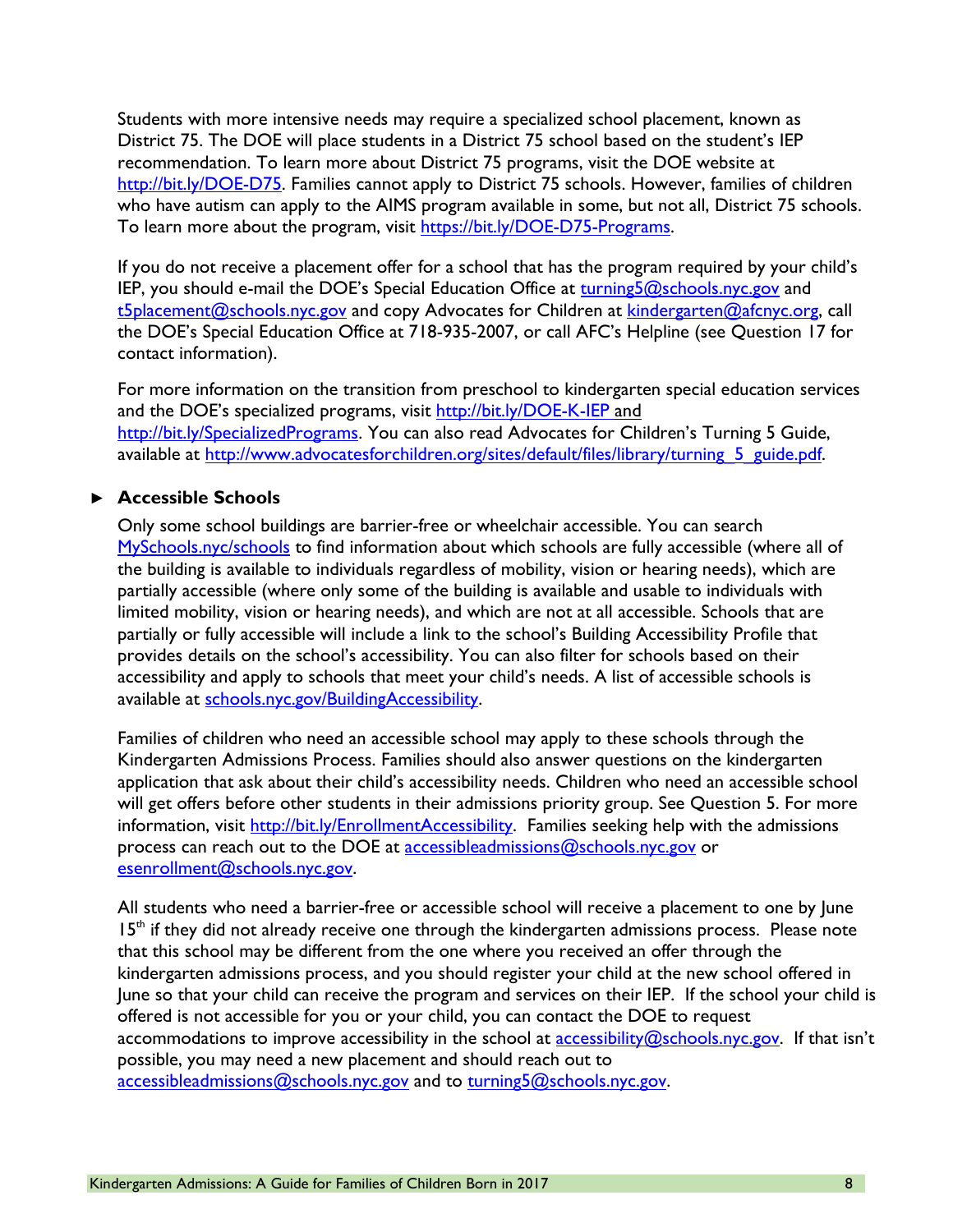Students with more intensive needs may require a specialized school placement, known as District 75. The DOE will place students in a District 75 school based on the student's IEP recommendation. To learn more about District 75 programs, visit the DOE website at http://bit.ly/DOE-D75. Families cannot apply to District 75 schools. However, families of children who have autism can apply to the AIMS program available in some, but not all, District 75 schools. To learn more about the program, visit https://bit.ly/DOE-D75-Programs.

If you do not receive a placement offer for a school that has the program required by your child's IEP, you should e-mail the DOE's Special Education Office at turning5@schools.nyc.gov and t5placement@schools.nyc.gov and copy Advocates for Children at kindergarten@afcnyc.org, call the DOE's Special Education Office at 718-935-2007, or call AFC's Helpline (see Question 17 for contact information).

For more information on the transition from preschool to kindergarten special education services and the DOE's specialized programs, visit http://bit.ly/DOE-K-IEP and http://bit.ly/SpecializedPrograms. You can also read Advocates for Children's Turning 5 Guide, available at http://www.advocatesforchildren.org/sites/default/files/library/turning_5_guide.pdf.

### ► Accessible Schools

Only some school buildings are barrier-free or wheelchair accessible. You can search MySchools.nyc/schools to find information about which schools are fully accessible (where all of the building is available to individuals regardless of mobility, vision or hearing needs), which are partially accessible (where only some of the building is available and usable to individuals with limited mobility, vision or hearing needs), and which are not at all accessible. Schools that are partially or fully accessible will include a link to the school's Building Accessibility Profile that provides details on the school's accessibility. You can also filter for schools based on their accessibility and apply to schools that meet your child's needs. A list of accessible schools is available at schools.nyc.gov/BuildingAccessibility.

Families of children who need an accessible school may apply to these schools through the Kindergarten Admissions Process. Families should also answer questions on the kindergarten application that ask about their child's accessibility needs. Children who need an accessible school will get offers before other students in their admissions priority group. See Question 5. For more information, visit http://bit.ly/EnrollmentAccessibility. Families seeking help with the admissions process can reach out to the DOE at accessibleadmissions@schools.nyc.gov or esenrollment@schools.nyc.gov.

All students who need a barrier-free or accessible school will receive a placement to one by June 15th if they did not already receive one through the kindergarten admissions process. Please note that this school may be different from the one where you received an offer through the kindergarten admissions process, and you should register your child at the new school offered in June so that your child can receive the program and services on their IEP. If the school your child is offered is not accessible for you or your child, you can contact the DOE to request accommodations to improve accessibility in the school at accessibility@schools.nyc.gov. If that isn't possible, you may need a new placement and should reach out to accessibleadmissions@schools.nyc.gov and to turning5@schools.nyc.gov.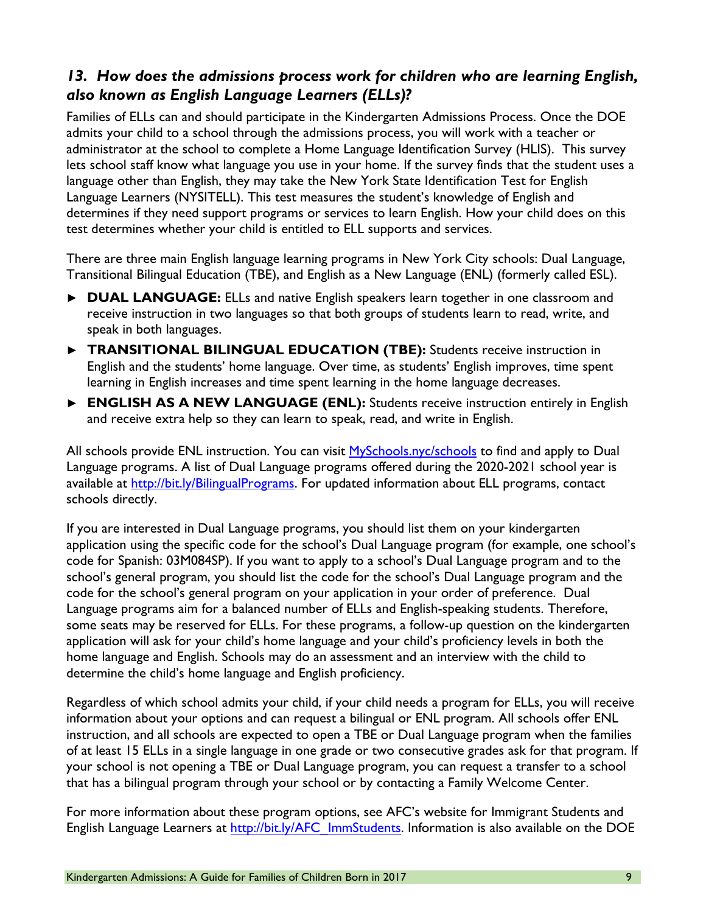### *13. How does the admissions process work for children who are learning English, also known as English Language Learners (ELLs)?*

Families of ELLs can and should participate in the Kindergarten Admissions Process. Once the DOE admits your child to a school through the admissions process, you will work with a teacher or administrator at the school to complete a Home Language Identification Survey (HLIS). This survey lets school staff know what language you use in your home. If the survey finds that the student uses a language other than English, they may take the New York State Identification Test for English Language Learners (NYSITELL). This test measures the student's knowledge of English and determines if they need support programs or services to learn English. How your child does on this test determines whether your child is entitled to ELL supports and services.

There are three main English language learning programs in New York City schools: Dual Language, Transitional Bilingual Education (TBE), and English as a New Language (ENL) (formerly called ESL).

- **DUAL LANGUAGE:** ELLs and native English speakers learn together in one classroom and receive instruction in two languages so that both groups of students learn to read, write, and speak in both languages.
- **TRANSITIONAL BILINGUAL EDUCATION (TBE):** Students receive instruction in English and the students' home language. Over time, as students' English improves, time spent learning in English increases and time spent learning in the home language decreases.
- **ENGLISH AS A NEW LANGUAGE (ENL):** Students receive instruction entirely in English and receive extra help so they can learn to speak, read, and write in English.

All schools provide ENL instruction. You can visit [MySchools.nyc/schools](MySchools.nyc/schools) to find and apply to Dual Language programs. A list of Dual Language programs offered during the 2020-2021 school year is available at [http://bit.ly/BilingualPrograms](http://bit.ly/BilingualPrograms). For updated information about ELL programs, contact schools directly.

If you are interested in Dual Language programs, you should list them on your kindergarten application using the specific code for the school's Dual Language program (for example, one school's code for Spanish: 03M084SP). If you want to apply to a school's Dual Language program and to the school's general program, you should list the code for the school's Dual Language program and the code for the school's general program on your application in your order of preference. Dual Language programs aim for a balanced number of ELLs and English-speaking students. Therefore, some seats may be reserved for ELLs. For these programs, a follow-up question on the kindergarten application will ask for your child's home language and your child's proficiency levels in both the home language and English. Schools may do an assessment and an interview with the child to determine the child's home language and English proficiency.

Regardless of which school admits your child, if your child needs a program for ELLs, you will receive information about your options and can request a bilingual or ENL program. All schools offer ENL instruction, and all schools are expected to open a TBE or Dual Language program when the families of at least 15 ELLs in a single language in one grade or two consecutive grades ask for that program. If your school is not opening a TBE or Dual Language program, you can request a transfer to a school that has a bilingual program through your school or by contacting a Family Welcome Center.

For more information about these program options, see AFC's website for Immigrant Students and English Language Learners at [http://bit.ly/AFC_ImmStudents](http://bit.ly/AFC_ImmStudents). Information is also available on the DOE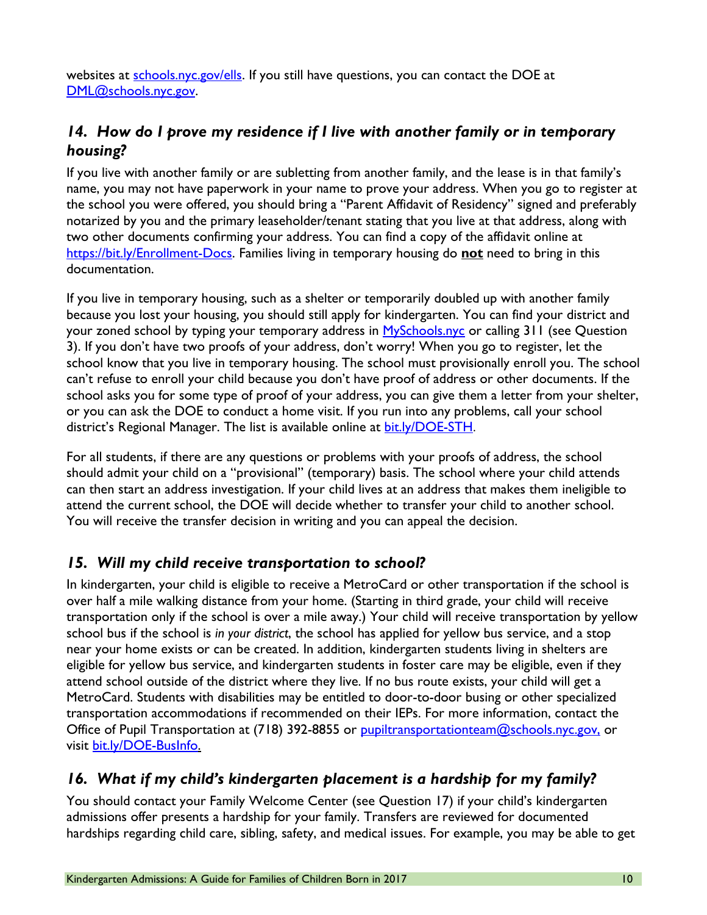websites at [schools.nyc.gov/ells](schools.nyc.gov/ells). If you still have questions, you can contact the DOE at [DML@schools.nyc.gov](mailto:DML@schools.nyc.gov).

## *14. How do I prove my residence if I live with another family or in temporary housing?*

If you live with another family or are subletting from another family, and the lease is in that family's name, you may not have paperwork in your name to prove your address. When you go to register at the school you were offered, you should bring a "Parent Affidavit of Residency" signed and preferably notarized by you and the primary leaseholder/tenant stating that you live at that address, along with two other documents confirming your address. You can find a copy of the affidavit online at [https://bit.ly/Enrollment-Docs](https://bit.ly/Enrollment-Docs). Families living in temporary housing do **not** need to bring in this documentation.

If you live in temporary housing, such as a shelter or temporarily doubled up with another family because you lost your housing, you should still apply for kindergarten. You can find your district and your zoned school by typing your temporary address in [MySchools.nyc](MySchools.nyc) or calling 311 (see Question 3). If you don't have two proofs of your address, don't worry! When you go to register, let the school know that you live in temporary housing. The school must provisionally enroll you. The school can't refuse to enroll your child because you don't have proof of address or other documents. If the school asks you for some type of proof of your address, you can give them a letter from your shelter, or you can ask the DOE to conduct a home visit. If you run into any problems, call your school district's Regional Manager. The list is available online at [bit.ly/DOE-STH](bit.ly/DOE-STH).

For all students, if there are any questions or problems with your proofs of address, the school should admit your child on a "provisional" (temporary) basis. The school where your child attends can then start an address investigation. If your child lives at an address that makes them ineligible to attend the current school, the DOE will decide whether to transfer your child to another school. You will receive the transfer decision in writing and you can appeal the decision.

## *15. Will my child receive transportation to school?*

In kindergarten, your child is eligible to receive a MetroCard or other transportation if the school is over half a mile walking distance from your home. (Starting in third grade, your child will receive transportation only if the school is over a mile away.) Your child will receive transportation by yellow school bus if the school is *in your district*, the school has applied for yellow bus service, and a stop near your home exists or can be created. In addition, kindergarten students living in shelters are eligible for yellow bus service, and kindergarten students in foster care may be eligible, even if they attend school outside of the district where they live. If no bus route exists, your child will get a MetroCard. Students with disabilities may be entitled to door-to-door busing or other specialized transportation accommodations if recommended on their IEPs. For more information, contact the Office of Pupil Transportation at (718) 392-8855 or [pupiltransportationteam@schools.nyc.gov,](mailto:pupiltransportationteam@schools.nyc.gov) or visit [bit.ly/DOE-BusInfo.](bit.ly/DOE-BusInfo)

## *16. What if my child's kindergarten placement is a hardship for my family?*

You should contact your Family Welcome Center (see Question 17) if your child's kindergarten admissions offer presents a hardship for your family. Transfers are reviewed for documented hardships regarding child care, sibling, safety, and medical issues. For example, you may be able to get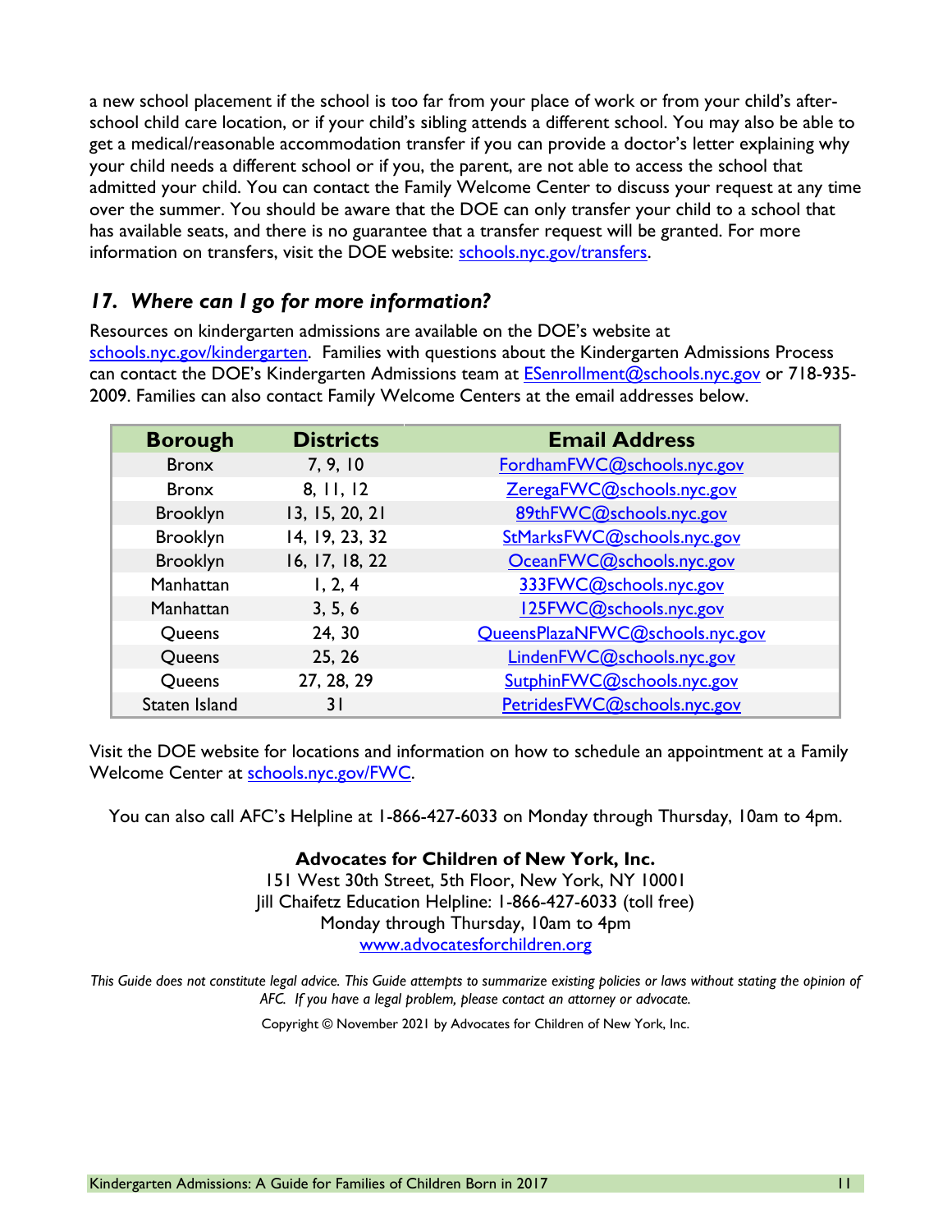a new school placement if the school is too far from your place of work or from your child's after-school child care location, or if your child's sibling attends a different school. You may also be able to get a medical/reasonable accommodation transfer if you can provide a doctor's letter explaining why your child needs a different school or if you, the parent, are not able to access the school that admitted your child. You can contact the Family Welcome Center to discuss your request at any time over the summer. You should be aware that the DOE can only transfer your child to a school that has available seats, and there is no guarantee that a transfer request will be granted. For more information on transfers, visit the DOE website: schools.nyc.gov/transfers.

## *17. Where can I go for more information?*

Resources on kindergarten admissions are available on the DOE's website at schools.nyc.gov/kindergarten. Families with questions about the Kindergarten Admissions Process can contact the DOE's Kindergarten Admissions team at ESenrollment@schools.nyc.gov or 718-935-2009. Families can also contact Family Welcome Centers at the email addresses below.

| Borough | Districts | Email Address |
|---|---|---|
| Bronx | 7, 9, 10 | FordhamFWC@schools.nyc.gov |
| Bronx | 8, 11, 12 | ZeregaFWC@schools.nyc.gov |
| Brooklyn | 13, 15, 20, 21 | 89thFWC@schools.nyc.gov |
| Brooklyn | 14, 19, 23, 32 | StMarksFWC@schools.nyc.gov |
| Brooklyn | 16, 17, 18, 22 | OceanFWC@schools.nyc.gov |
| Manhattan | 1, 2, 4 | 333FWC@schools.nyc.gov |
| Manhattan | 3, 5, 6 | 125FWC@schools.nyc.gov |
| Queens | 24, 30 | QueensPlazaNFWC@schools.nyc.gov |
| Queens | 25, 26 | LindenFWC@schools.nyc.gov |
| Queens | 27, 28, 29 | SutphinFWC@schools.nyc.gov |
| Staten Island | 31 | PetridesFWC@schools.nyc.gov |

Visit the DOE website for locations and information on how to schedule an appointment at a Family Welcome Center at schools.nyc.gov/FWC.

You can also call AFC's Helpline at 1-866-427-6033 on Monday through Thursday, 10am to 4pm.

**Advocates for Children of New York, Inc.**
151 West 30th Street, 5th Floor, New York, NY 10001
Jill Chaifetz Education Helpline: 1-866-427-6033 (toll free)
Monday through Thursday, 10am to 4pm
www.advocatesforchildren.org

*This Guide does not constitute legal advice. This Guide attempts to summarize existing policies or laws without stating the opinion of AFC. If you have a legal problem, please contact an attorney or advocate.*

Copyright © November 2021 by Advocates for Children of New York, Inc.